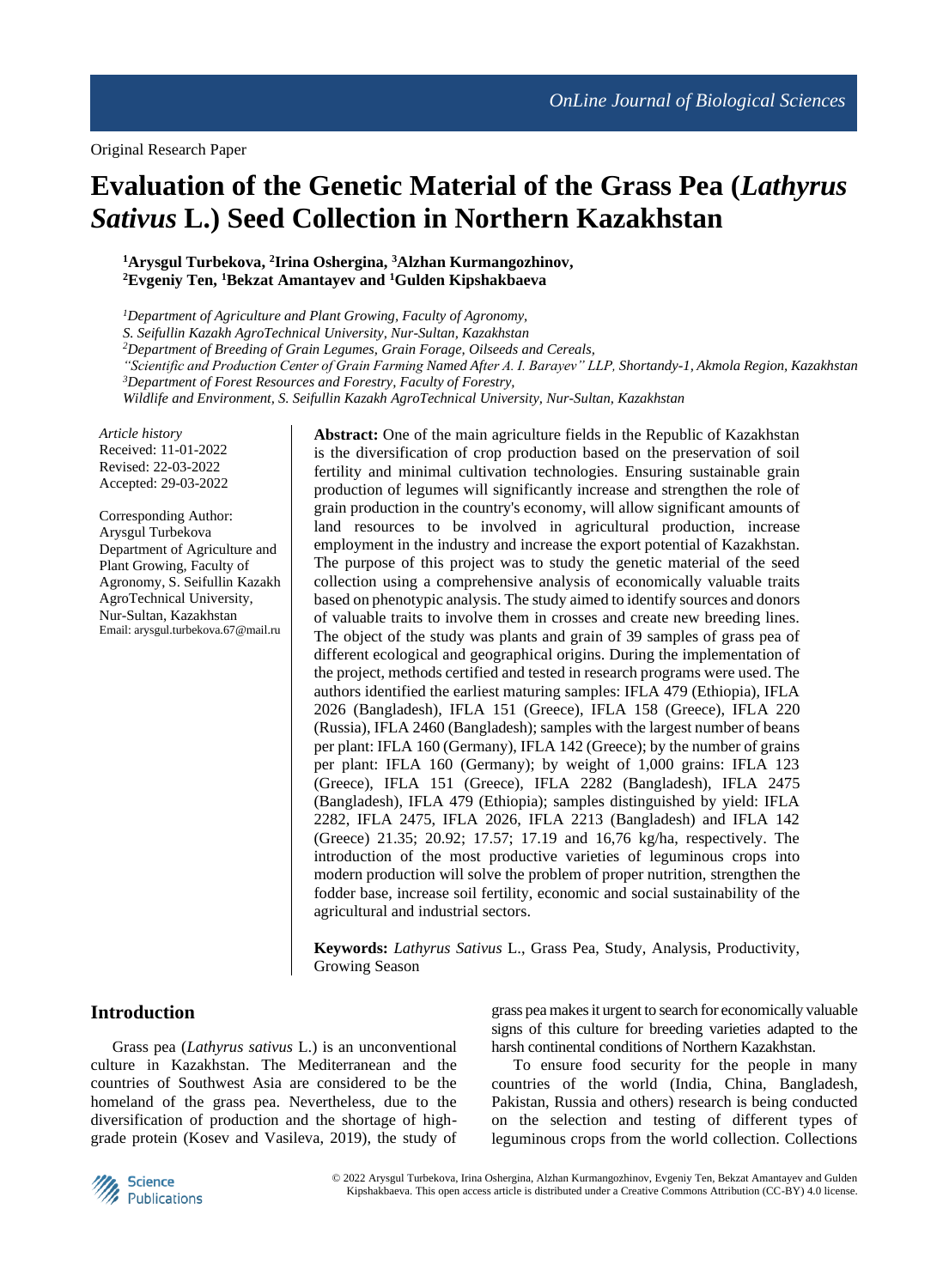Original Research Paper

# Evaluation of the Genetic Material of the Grass Pea (*Lathyrus Sativus* L.) Seed Collection in Northern Kazakhstan

**[1]Arysgul Turbekova, [2]Irina Oshergina, [3]Alzhan Kurmangozhinov, [2]Evgeniy Ten, [1]Bekzat Amantayev and [1]Gulden Kipshakbaeva**

*[1]Department of Agriculture and Plant Growing, Faculty of Agronomy, S. Seifullin Kazakh AgroTechnical University, Nur-Sultan, Kazakhstan*
*[2]Department of Breeding of Grain Legumes, Grain Forage, Oilseeds and Cereals, "Scientific and Production Center of Grain Farming Named After A. I. Barayev" LLP, Shortandy-1, Akmola Region, Kazakhstan*
*[3]Department of Forest Resources and Forestry, Faculty of Forestry, Wildlife and Environment, S. Seifullin Kazakh AgroTechnical University, Nur-Sultan, Kazakhstan*

*Article history*
Received: 11-01-2022
Revised: 22-03-2022
Accepted: 29-03-2022

Corresponding Author:
Arysgul Turbekova
Department of Agriculture and Plant Growing, Faculty of Agronomy, S. Seifullin Kazakh AgroTechnical University, Nur-Sultan, Kazakhstan
Email: arysgul.turbekova.67@mail.ru

**Abstract:** One of the main agriculture fields in the Republic of Kazakhstan is the diversification of crop production based on the preservation of soil fertility and minimal cultivation technologies. Ensuring sustainable grain production of legumes will significantly increase and strengthen the role of grain production in the country's economy, will allow significant amounts of land resources to be involved in agricultural production, increase employment in the industry and increase the export potential of Kazakhstan. The purpose of this project was to study the genetic material of the seed collection using a comprehensive analysis of economically valuable traits based on phenotypic analysis. The study aimed to identify sources and donors of valuable traits to involve them in crosses and create new breeding lines. The object of the study was plants and grain of 39 samples of grass pea of different ecological and geographical origins. During the implementation of the project, methods certified and tested in research programs were used. The authors identified the earliest maturing samples: IFLA 479 (Ethiopia), IFLA 2026 (Bangladesh), IFLA 151 (Greece), IFLA 158 (Greece), IFLA 220 (Russia), IFLA 2460 (Bangladesh); samples with the largest number of beans per plant: IFLA 160 (Germany), IFLA 142 (Greece); by the number of grains per plant: IFLA 160 (Germany); by weight of 1,000 grains: IFLA 123 (Greece), IFLA 151 (Greece), IFLA 2282 (Bangladesh), IFLA 2475 (Bangladesh), IFLA 479 (Ethiopia); samples distinguished by yield: IFLA 2282, IFLA 2475, IFLA 2026, IFLA 2213 (Bangladesh) and IFLA 142 (Greece) 21.35; 20.92; 17.57; 17.19 and 16,76 kg/ha, respectively. The introduction of the most productive varieties of leguminous crops into modern production will solve the problem of proper nutrition, strengthen the fodder base, increase soil fertility, economic and social sustainability of the agricultural and industrial sectors.

**Keywords:** *Lathyrus Sativus* L., Grass Pea, Study, Analysis, Productivity, Growing Season

## Introduction

Grass pea (*Lathyrus sativus* L.) is an unconventional culture in Kazakhstan. The Mediterranean and the countries of Southwest Asia are considered to be the homeland of the grass pea. Nevertheless, due to the diversification of production and the shortage of high-grade protein (Kosev and Vasileva, 2019), the study of grass pea makes it urgent to search for economically valuable signs of this culture for breeding varieties adapted to the harsh continental conditions of Northern Kazakhstan.

To ensure food security for the people in many countries of the world (India, China, Bangladesh, Pakistan, Russia and others) research is being conducted on the selection and testing of different types of leguminous crops from the world collection. Collections

© 2022 Arysgul Turbekova, Irina Oshergina, Alzhan Kurmangozhinov, Evgeniy Ten, Bekzat Amantayev and Gulden Kipshakbaeva. This open access article is distributed under a Creative Commons Attribution (CC-BY) 4.0 license.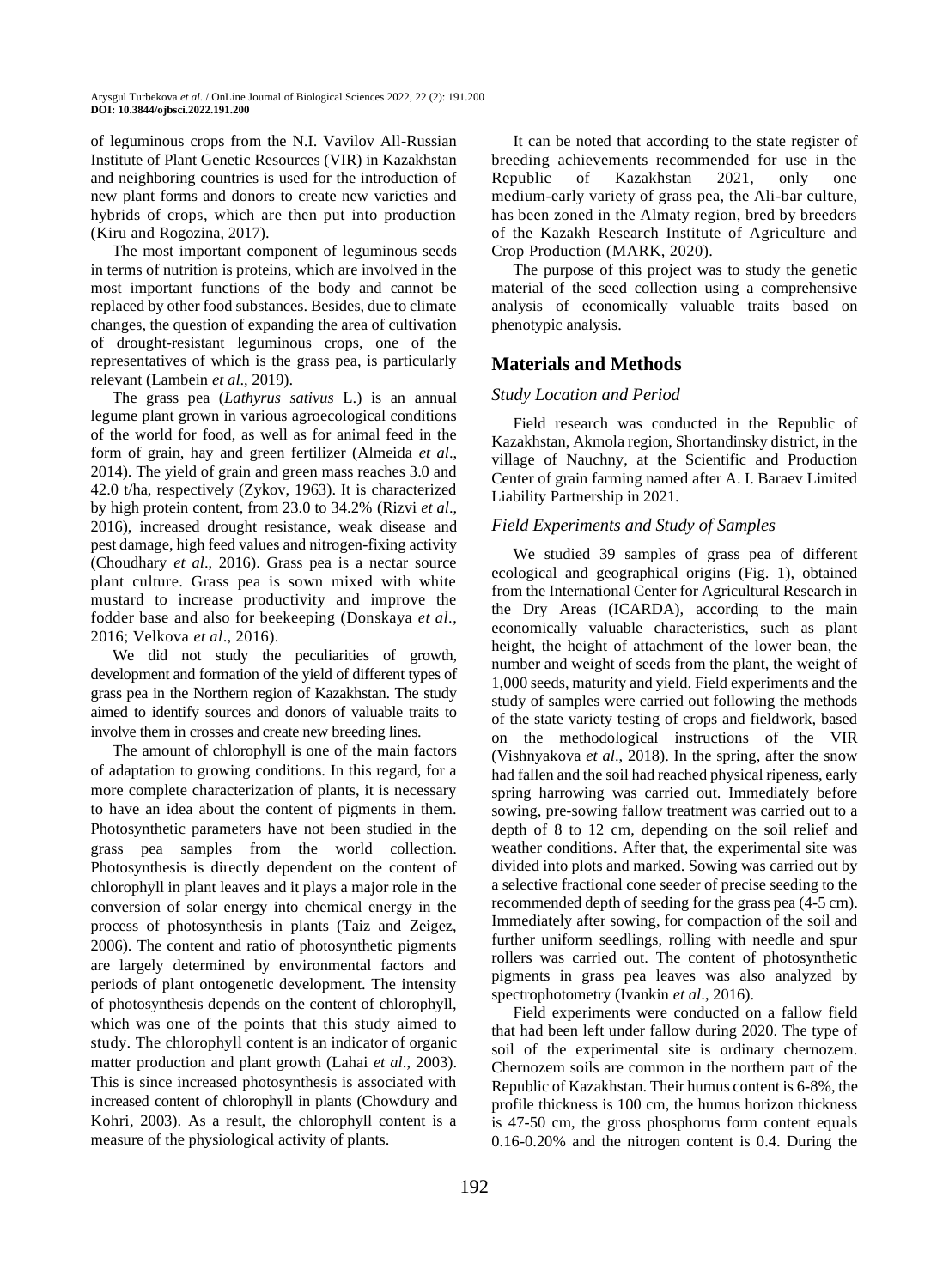of leguminous crops from the N.I. Vavilov All-Russian Institute of Plant Genetic Resources (VIR) in Kazakhstan and neighboring countries is used for the introduction of new plant forms and donors to create new varieties and hybrids of crops, which are then put into production (Kiru and Rogozina, 2017).

The most important component of leguminous seeds in terms of nutrition is proteins, which are involved in the most important functions of the body and cannot be replaced by other food substances. Besides, due to climate changes, the question of expanding the area of cultivation of drought-resistant leguminous crops, one of the representatives of which is the grass pea, is particularly relevant (Lambein *et al*., 2019).

The grass pea (*Lathyrus sativus* L.) is an annual legume plant grown in various agroecological conditions of the world for food, as well as for animal feed in the form of grain, hay and green fertilizer (Almeida *et al*., 2014). The yield of grain and green mass reaches 3.0 and 42.0 t/ha, respectively (Zykov, 1963). It is characterized by high protein content, from 23.0 to 34.2% (Rizvi *et al*., 2016), increased drought resistance, weak disease and pest damage, high feed values and nitrogen-fixing activity (Choudhary *et al*., 2016). Grass pea is a nectar source plant culture. Grass pea is sown mixed with white mustard to increase productivity and improve the fodder base and also for beekeeping (Donskaya *et al*., 2016; Velkova *et al*., 2016).

We did not study the peculiarities of growth, development and formation of the yield of different types of grass pea in the Northern region of Kazakhstan. The study aimed to identify sources and donors of valuable traits to involve them in crosses and create new breeding lines.

The amount of chlorophyll is one of the main factors of adaptation to growing conditions. In this regard, for a more complete characterization of plants, it is necessary to have an idea about the content of pigments in them. Photosynthetic parameters have not been studied in the grass pea samples from the world collection. Photosynthesis is directly dependent on the content of chlorophyll in plant leaves and it plays a major role in the conversion of solar energy into chemical energy in the process of photosynthesis in plants (Taiz and Zeigez, 2006). The content and ratio of photosynthetic pigments are largely determined by environmental factors and periods of plant ontogenetic development. The intensity of photosynthesis depends on the content of chlorophyll, which was one of the points that this study aimed to study. The chlorophyll content is an indicator of organic matter production and plant growth (Lahai *et al*., 2003). This is since increased photosynthesis is associated with increased content of chlorophyll in plants (Chowdury and Kohri, 2003). As a result, the chlorophyll content is a measure of the physiological activity of plants.

It can be noted that according to the state register of breeding achievements recommended for use in the Republic of Kazakhstan 2021, only one medium-early variety of grass pea, the Ali-bar culture, has been zoned in the Almaty region, bred by breeders of the Kazakh Research Institute of Agriculture and Crop Production (MARK, 2020).

The purpose of this project was to study the genetic material of the seed collection using a comprehensive analysis of economically valuable traits based on phenotypic analysis.

## Materials and Methods

### *Study Location and Period*

Field research was conducted in the Republic of Kazakhstan, Akmola region, Shortandinsky district, in the village of Nauchny, at the Scientific and Production Center of grain farming named after A. I. Baraev Limited Liability Partnership in 2021.

### *Field Experiments and Study of Samples*

We studied 39 samples of grass pea of different ecological and geographical origins (Fig. 1), obtained from the International Center for Agricultural Research in the Dry Areas (ICARDA), according to the main economically valuable characteristics, such as plant height, the height of attachment of the lower bean, the number and weight of seeds from the plant, the weight of 1,000 seeds, maturity and yield. Field experiments and the study of samples were carried out following the methods of the state variety testing of crops and fieldwork, based on the methodological instructions of the VIR (Vishnyakova *et al*., 2018). In the spring, after the snow had fallen and the soil had reached physical ripeness, early spring harrowing was carried out. Immediately before sowing, pre-sowing fallow treatment was carried out to a depth of 8 to 12 cm, depending on the soil relief and weather conditions. After that, the experimental site was divided into plots and marked. Sowing was carried out by a selective fractional cone seeder of precise seeding to the recommended depth of seeding for the grass pea (4-5 cm). Immediately after sowing, for compaction of the soil and further uniform seedlings, rolling with needle and spur rollers was carried out. The content of photosynthetic pigments in grass pea leaves was also analyzed by spectrophotometry (Ivankin *et al*., 2016).

Field experiments were conducted on a fallow field that had been left under fallow during 2020. The type of soil of the experimental site is ordinary chernozem. Chernozem soils are common in the northern part of the Republic of Kazakhstan. Their humus content is 6-8%, the profile thickness is 100 cm, the humus horizon thickness is 47-50 cm, the gross phosphorus form content equals 0.16-0.20% and the nitrogen content is 0.4. During the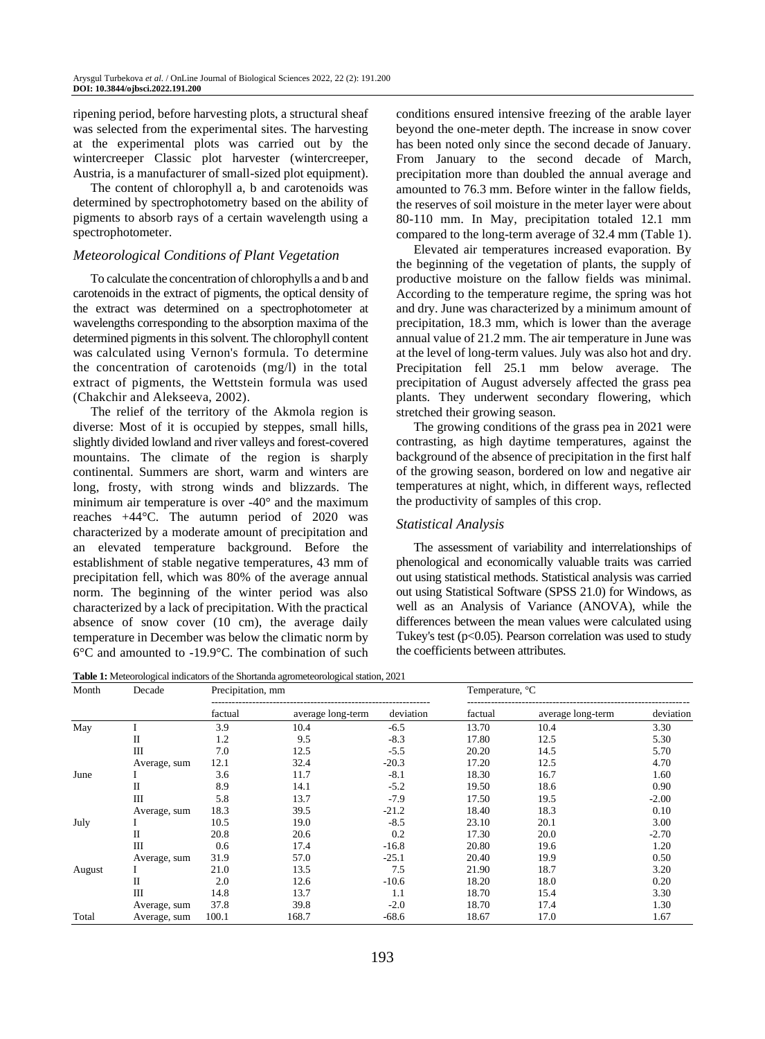ripening period, before harvesting plots, a structural sheaf was selected from the experimental sites. The harvesting at the experimental plots was carried out by the wintercreeper Classic plot harvester (wintercreeper, Austria, is a manufacturer of small-sized plot equipment).

The content of chlorophyll a, b and carotenoids was determined by spectrophotometry based on the ability of pigments to absorb rays of a certain wavelength using a spectrophotometer.

### *Meteorological Conditions of Plant Vegetation*

To calculate the concentration of chlorophylls a and b and carotenoids in the extract of pigments, the optical density of the extract was determined on a spectrophotometer at wavelengths corresponding to the absorption maxima of the determined pigments in this solvent. The chlorophyll content was calculated using Vernon's formula. To determine the concentration of carotenoids (mg/l) in the total extract of pigments, the Wettstein formula was used (Chakchir and Alekseeva, 2002).

The relief of the territory of the Akmola region is diverse: Most of it is occupied by steppes, small hills, slightly divided lowland and river valleys and forest-covered mountains. The climate of the region is sharply continental. Summers are short, warm and winters are long, frosty, with strong winds and blizzards. The minimum air temperature is over -40° and the maximum reaches +44°C. The autumn period of 2020 was characterized by a moderate amount of precipitation and an elevated temperature background. Before the establishment of stable negative temperatures, 43 mm of precipitation fell, which was 80% of the average annual norm. The beginning of the winter period was also characterized by a lack of precipitation. With the practical absence of snow cover (10 cm), the average daily temperature in December was below the climatic norm by 6°C and amounted to -19.9°C. The combination of such conditions ensured intensive freezing of the arable layer beyond the one-meter depth. The increase in snow cover has been noted only since the second decade of January. From January to the second decade of March, precipitation more than doubled the annual average and amounted to 76.3 mm. Before winter in the fallow fields, the reserves of soil moisture in the meter layer were about 80-110 mm. In May, precipitation totaled 12.1 mm compared to the long-term average of 32.4 mm (Table 1).

Elevated air temperatures increased evaporation. By the beginning of the vegetation of plants, the supply of productive moisture on the fallow fields was minimal. According to the temperature regime, the spring was hot and dry. June was characterized by a minimum amount of precipitation, 18.3 mm, which is lower than the average annual value of 21.2 mm. The air temperature in June was at the level of long-term values. July was also hot and dry. Precipitation fell 25.1 mm below average. The precipitation of August adversely affected the grass pea plants. They underwent secondary flowering, which stretched their growing season.

The growing conditions of the grass pea in 2021 were contrasting, as high daytime temperatures, against the background of the absence of precipitation in the first half of the growing season, bordered on low and negative air temperatures at night, which, in different ways, reflected the productivity of samples of this crop.

### *Statistical Analysis*

The assessment of variability and interrelationships of phenological and economically valuable traits was carried out using statistical methods. Statistical analysis was carried out using Statistical Software (SPSS 21.0) for Windows, as well as an Analysis of Variance (ANOVA), while the differences between the mean values were calculated using Tukey's test ($p<0.05$). Pearson correlation was used to study the coefficients between attributes.

**Table 1:** Meteorological indicators of the Shortanda agrometeorological station, 2021

| Month | Decade | Precipitation, mm | | | Temperature, °C | | |
|---|---|---|---|---|---|---|---|
| | | factual | average long-term | deviation | factual | average long-term | deviation |
| May | I | 3.9 | 10.4 | -6.5 | 13.70 | 10.4 | 3.30 |
| | II | 1.2 | 9.5 | -8.3 | 17.80 | 12.5 | 5.30 |
| | III | 7.0 | 12.5 | -5.5 | 20.20 | 14.5 | 5.70 |
| | Average, sum | 12.1 | 32.4 | -20.3 | 17.20 | 12.5 | 4.70 |
| June | I | 3.6 | 11.7 | -8.1 | 18.30 | 16.7 | 1.60 |
| | II | 8.9 | 14.1 | -5.2 | 19.50 | 18.6 | 0.90 |
| | III | 5.8 | 13.7 | -7.9 | 17.50 | 19.5 | -2.00 |
| | Average, sum | 18.3 | 39.5 | -21.2 | 18.40 | 18.3 | 0.10 |
| July | I | 10.5 | 19.0 | -8.5 | 23.10 | 20.1 | 3.00 |
| | II | 20.8 | 20.6 | 0.2 | 17.30 | 20.0 | -2.70 |
| | III | 0.6 | 17.4 | -16.8 | 20.80 | 19.6 | 1.20 |
| | Average, sum | 31.9 | 57.0 | -25.1 | 20.40 | 19.9 | 0.50 |
| August | I | 21.0 | 13.5 | 7.5 | 21.90 | 18.7 | 3.20 |
| | II | 2.0 | 12.6 | -10.6 | 18.20 | 18.0 | 0.20 |
| | III | 14.8 | 13.7 | 1.1 | 18.70 | 15.4 | 3.30 |
| | Average, sum | 37.8 | 39.8 | -2.0 | 18.70 | 17.4 | 1.30 |
| Total | Average, sum | 100.1 | 168.7 | -68.6 | 18.67 | 17.0 | 1.67 |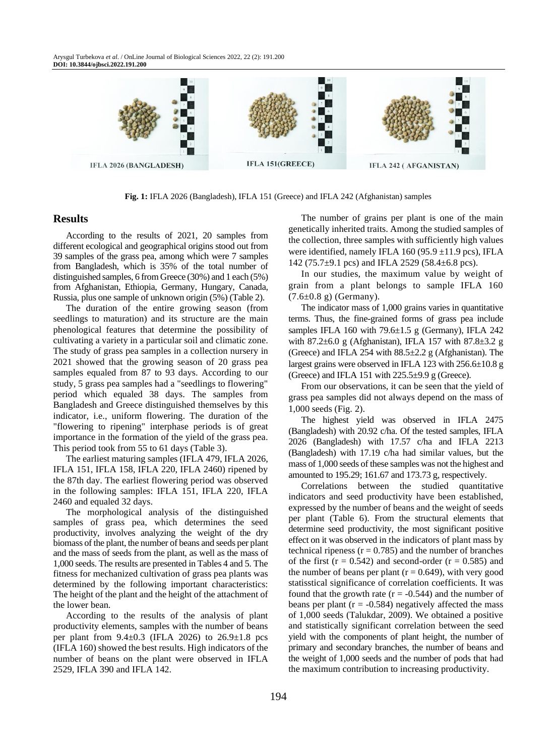**Fig. 1:** IFLA 2026 (Bangladesh), IFLA 151 (Greece) and IFLA 242 (Afghanistan) samples

## Results

According to the results of 2021, 20 samples from different ecological and geographical origins stood out from 39 samples of the grass pea, among which were 7 samples from Bangladesh, which is 35% of the total number of distinguished samples, 6 from Greece (30%) and 1 each (5%) from Afghanistan, Ethiopia, Germany, Hungary, Canada, Russia, plus one sample of unknown origin (5%) (Table 2).

The duration of the entire growing season (from seedlings to maturation) and its structure are the main phenological features that determine the possibility of cultivating a variety in a particular soil and climatic zone. The study of grass pea samples in a collection nursery in 2021 showed that the growing season of 20 grass pea samples equaled from 87 to 93 days. According to our study, 5 grass pea samples had a "seedlings to flowering" period which equaled 38 days. The samples from Bangladesh and Greece distinguished themselves by this indicator, i.e., uniform flowering. The duration of the "flowering to ripening" interphase periods is of great importance in the formation of the yield of the grass pea. This period took from 55 to 61 days (Table 3).

The earliest maturing samples (IFLA 479, IFLA 2026, IFLA 151, IFLA 158, IFLA 220, IFLA 2460) ripened by the 87th day. The earliest flowering period was observed in the following samples: IFLA 151, IFLA 220, IFLA 2460 and equaled 32 days.

The morphological analysis of the distinguished samples of grass pea, which determines the seed productivity, involves analyzing the weight of the dry biomass of the plant, the number of beans and seeds per plant and the mass of seeds from the plant, as well as the mass of 1,000 seeds. The results are presented in Tables 4 and 5. The fitness for mechanized cultivation of grass pea plants was determined by the following important characteristics: The height of the plant and the height of the attachment of the lower bean.

According to the results of the analysis of plant productivity elements, samples with the number of beans per plant from 9.4±0.3 (IFLA 2026) to 26.9±1.8 pcs (IFLA 160) showed the best results. High indicators of the number of beans on the plant were observed in IFLA 2529, IFLA 390 and IFLA 142.

The number of grains per plant is one of the main genetically inherited traits. Among the studied samples of the collection, three samples with sufficiently high values were identified, namely IFLA 160 (95.9 ±11.9 pcs), IFLA 142 (75.7±9.1 pcs) and IFLA 2529 (58.4±6.8 pcs).

In our studies, the maximum value by weight of grain from a plant belongs to sample IFLA 160 (7.6±0.8 g) (Germany).

The indicator mass of 1,000 grains varies in quantitative terms. Thus, the fine-grained forms of grass pea include samples IFLA 160 with 79.6±1.5 g (Germany), IFLA 242 with 87.2±6.0 g (Afghanistan), IFLA 157 with 87.8±3.2 g (Greece) and IFLA 254 with 88.5±2.2 g (Afghanistan). The largest grains were observed in IFLA 123 with 256.6±10.8 g (Greece) and IFLA 151 with 225.5±9.9 g (Greece).

From our observations, it can be seen that the yield of grass pea samples did not always depend on the mass of 1,000 seeds (Fig. 2).

The highest yield was observed in IFLA 2475 (Bangladesh) with 20.92 c/ha. Of the tested samples, IFLA 2026 (Bangladesh) with 17.57 c/ha and IFLA 2213 (Bangladesh) with 17.19 c/ha had similar values, but the mass of 1,000 seeds of these samples was not the highest and amounted to 195.29; 161.67 and 173.73 g, respectively.

Correlations between the studied quantitative indicators and seed productivity have been established, expressed by the number of beans and the weight of seeds per plant (Table 6). From the structural elements that determine seed productivity, the most significant positive effect on it was observed in the indicators of plant mass by technical ripeness ($r = 0.785$) and the number of branches of the first ($r = 0.542$) and second-order ($r = 0.585$) and the number of beans per plant ($r = 0.649$), with very good statisstical significance of correlation coefficients. It was found that the growth rate ($r = -0.544$) and the number of beans per plant ($r = -0.584$) negatively affected the mass of 1,000 seeds (Talukdar, 2009). We obtained a positive and statistically significant correlation between the seed yield with the components of plant height, the number of primary and secondary branches, the number of beans and the weight of 1,000 seeds and the number of pods that had the maximum contribution to increasing productivity.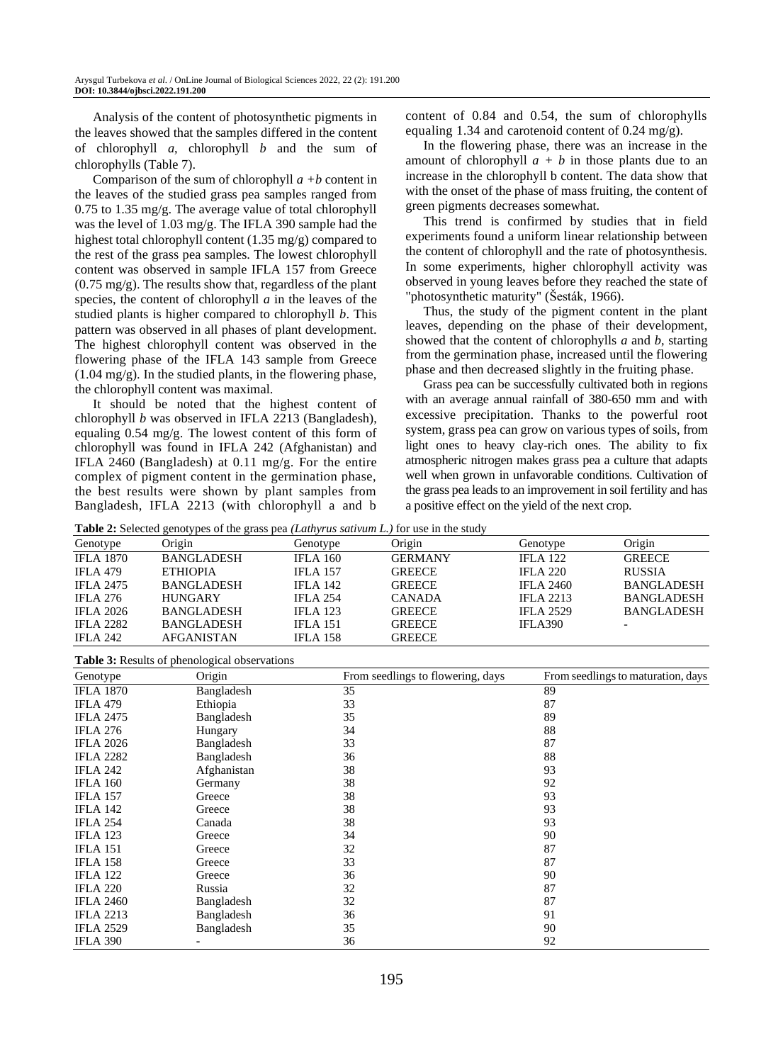Analysis of the content of photosynthetic pigments in the leaves showed that the samples differed in the content of chlorophyll *a*, chlorophyll *b* and the sum of chlorophylls (Table 7).

Comparison of the sum of chlorophyll *a* +*b* content in the leaves of the studied grass pea samples ranged from 0.75 to 1.35 mg/g. The average value of total chlorophyll was the level of 1.03 mg/g. The IFLA 390 sample had the highest total chlorophyll content (1.35 mg/g) compared to the rest of the grass pea samples. The lowest chlorophyll content was observed in sample IFLA 157 from Greece (0.75 mg/g). The results show that, regardless of the plant species, the content of chlorophyll *a* in the leaves of the studied plants is higher compared to chlorophyll *b*. This pattern was observed in all phases of plant development. The highest chlorophyll content was observed in the flowering phase of the IFLA 143 sample from Greece (1.04 mg/g). In the studied plants, in the flowering phase, the chlorophyll content was maximal.

It should be noted that the highest content of chlorophyll *b* was observed in IFLA 2213 (Bangladesh), equaling 0.54 mg/g. The lowest content of this form of chlorophyll was found in IFLA 242 (Afghanistan) and IFLA 2460 (Bangladesh) at 0.11 mg/g. For the entire complex of pigment content in the germination phase, the best results were shown by plant samples from Bangladesh, IFLA 2213 (with chlorophyll a and b content of 0.84 and 0.54, the sum of chlorophylls equaling 1.34 and carotenoid content of 0.24 mg/g).

In the flowering phase, there was an increase in the amount of chlorophyll *a* + *b* in those plants due to an increase in the chlorophyll b content. The data show that with the onset of the phase of mass fruiting, the content of green pigments decreases somewhat.

This trend is confirmed by studies that in field experiments found a uniform linear relationship between the content of chlorophyll and the rate of photosynthesis. In some experiments, higher chlorophyll activity was observed in young leaves before they reached the state of "photosynthetic maturity" (Šesták, 1966).

Thus, the study of the pigment content in the plant leaves, depending on the phase of their development, showed that the content of chlorophylls *a* and *b*, starting from the germination phase, increased until the flowering phase and then decreased slightly in the fruiting phase.

Grass pea can be successfully cultivated both in regions with an average annual rainfall of 380-650 mm and with excessive precipitation. Thanks to the powerful root system, grass pea can grow on various types of soils, from light ones to heavy clay-rich ones. The ability to fix atmospheric nitrogen makes grass pea a culture that adapts well when grown in unfavorable conditions. Cultivation of the grass pea leads to an improvement in soil fertility and has a positive effect on the yield of the next crop.

**Table 2:** Selected genotypes of the grass pea *(Lathyrus sativum L.)* for use in the study

| Genotype | Origin | Genotype | Origin | Genotype | Origin |
|---|---|---|---|---|---|
| IFLA 1870 | BANGLADESH | IFLA 160 | GERMANY | IFLA 122 | GREECE |
| IFLA 479 | ETHIOPIA | IFLA 157 | GREECE | IFLA 220 | RUSSIA |
| IFLA 2475 | BANGLADESH | IFLA 142 | GREECE | IFLA 2460 | BANGLADESH |
| IFLA 276 | HUNGARY | IFLA 254 | CANADA | IFLA 2213 | BANGLADESH |
| IFLA 2026 | BANGLADESH | IFLA 123 | GREECE | IFLA 2529 | BANGLADESH |
| IFLA 2282 | BANGLADESH | IFLA 151 | GREECE | IFLA390 | - |
| IFLA 242 | AFGANISTAN | IFLA 158 | GREECE | | |

**Table 3:** Results of phenological observations

| Genotype | Origin | From seedlings to flowering, days | From seedlings to maturation, days |
|---|---|---|---|
| IFLA 1870 | Bangladesh | 35 | 89 |
| IFLA 479 | Ethiopia | 33 | 87 |
| IFLA 2475 | Bangladesh | 35 | 89 |
| IFLA 276 | Hungary | 34 | 88 |
| IFLA 2026 | Bangladesh | 33 | 87 |
| IFLA 2282 | Bangladesh | 36 | 88 |
| IFLA 242 | Afghanistan | 38 | 93 |
| IFLA 160 | Germany | 38 | 92 |
| IFLA 157 | Greece | 38 | 93 |
| IFLA 142 | Greece | 38 | 93 |
| IFLA 254 | Canada | 38 | 93 |
| IFLA 123 | Greece | 34 | 90 |
| IFLA 151 | Greece | 32 | 87 |
| IFLA 158 | Greece | 33 | 87 |
| IFLA 122 | Greece | 36 | 90 |
| IFLA 220 | Russia | 32 | 87 |
| IFLA 2460 | Bangladesh | 32 | 87 |
| IFLA 2213 | Bangladesh | 36 | 91 |
| IFLA 2529 | Bangladesh | 35 | 90 |
| IFLA 390 | - | 36 | 92 |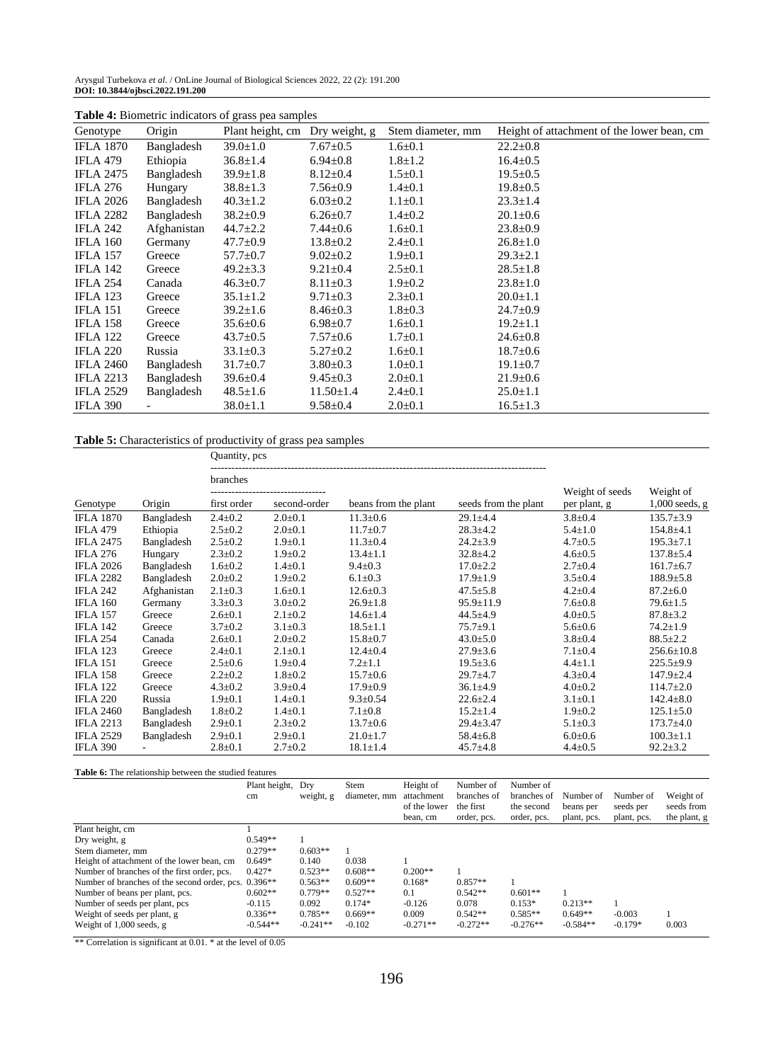**Table 4:** Biometric indicators of grass pea samples

| Genotype | Origin | Plant height, cm | Dry weight, g | Stem diameter, mm | Height of attachment of the lower bean, cm |
|---|---|---|---|---|---|
| IFLA 1870 | Bangladesh | 39.0±1.0 | 7.67±0.5 | 1.6±0.1 | 22.2±0.8 |
| IFLA 479 | Ethiopia | 36.8±1.4 | 6.94±0.8 | 1.8±1.2 | 16.4±0.5 |
| IFLA 2475 | Bangladesh | 39.9±1.8 | 8.12±0.4 | 1.5±0.1 | 19.5±0.5 |
| IFLA 276 | Hungary | 38.8±1.3 | 7.56±0.9 | 1.4±0.1 | 19.8±0.5 |
| IFLA 2026 | Bangladesh | 40.3±1.2 | 6.03±0.2 | 1.1±0.1 | 23.3±1.4 |
| IFLA 2282 | Bangladesh | 38.2±0.9 | 6.26±0.7 | 1.4±0.2 | 20.1±0.6 |
| IFLA 242 | Afghanistan | 44.7±2.2 | 7.44±0.6 | 1.6±0.1 | 23.8±0.9 |
| IFLA 160 | Germany | 47.7±0.9 | 13.8±0.2 | 2.4±0.1 | 26.8±1.0 |
| IFLA 157 | Greece | 57.7±0.7 | 9.02±0.2 | 1.9±0.1 | 29.3±2.1 |
| IFLA 142 | Greece | 49.2±3.3 | 9.21±0.4 | 2.5±0.1 | 28.5±1.8 |
| IFLA 254 | Canada | 46.3±0.7 | 8.11±0.3 | 1.9±0.2 | 23.8±1.0 |
| IFLA 123 | Greece | 35.1±1.2 | 9.71±0.3 | 2.3±0.1 | 20.0±1.1 |
| IFLA 151 | Greece | 39.2±1.6 | 8.46±0.3 | 1.8±0.3 | 24.7±0.9 |
| IFLA 158 | Greece | 35.6±0.6 | 6.98±0.7 | 1.6±0.1 | 19.2±1.1 |
| IFLA 122 | Greece | 43.7±0.5 | 7.57±0.6 | 1.7±0.1 | 24.6±0.8 |
| IFLA 220 | Russia | 33.1±0.3 | 5.27±0.2 | 1.6±0.1 | 18.7±0.6 |
| IFLA 2460 | Bangladesh | 31.7±0.7 | 3.80±0.3 | 1.0±0.1 | 19.1±0.7 |
| IFLA 2213 | Bangladesh | 39.6±0.4 | 9.45±0.3 | 2.0±0.1 | 21.9±0.6 |
| IFLA 2529 | Bangladesh | 48.5±1.6 | 11.50±1.4 | 2.4±0.1 | 25.0±1.1 |
| IFLA 390 | - | 38.0±1.1 | 9.58±0.4 | 2.0±0.1 | 16.5±1.3 |

**Table 5:** Characteristics of productivity of grass pea samples

| | | Quantity, pcs | | | | | |
|---|---|---|---|---|---|---|---|
| | | branches | | | | | |
| Genotype | Origin | first order | second-order | beans from the plant | seeds from the plant | Weight of seeds per plant, g | Weight of 1,000 seeds, g |
| IFLA 1870 | Bangladesh | 2.4±0.2 | 2.0±0.1 | 11.3±0.6 | 29.1±4.4 | 3.8±0.4 | 135.7±3.9 |
| IFLA 479 | Ethiopia | 2.5±0.2 | 2.0±0.1 | 11.7±0.7 | 28.3±4.2 | 5.4±1.0 | 154.8±4.1 |
| IFLA 2475 | Bangladesh | 2.5±0.2 | 1.9±0.1 | 11.3±0.4 | 24.2±3.9 | 4.7±0.5 | 195.3±7.1 |
| IFLA 276 | Hungary | 2.3±0.2 | 1.9±0.2 | 13.4±1.1 | 32.8±4.2 | 4.6±0.5 | 137.8±5.4 |
| IFLA 2026 | Bangladesh | 1.6±0.2 | 1.4±0.1 | 9.4±0.3 | 17.0±2.2 | 2.7±0.4 | 161.7±6.7 |
| IFLA 2282 | Bangladesh | 2.0±0.2 | 1.9±0.2 | 6.1±0.3 | 17.9±1.9 | 3.5±0.4 | 188.9±5.8 |
| IFLA 242 | Afghanistan | 2.1±0.3 | 1.6±0.1 | 12.6±0.3 | 47.5±5.8 | 4.2±0.4 | 87.2±6.0 |
| IFLA 160 | Germany | 3.3±0.3 | 3.0±0.2 | 26.9±1.8 | 95.9±11.9 | 7.6±0.8 | 79.6±1.5 |
| IFLA 157 | Greece | 2.6±0.1 | 2.1±0.2 | 14.6±1.4 | 44.5±4.9 | 4.0±0.5 | 87.8±3.2 |
| IFLA 142 | Greece | 3.7±0.2 | 3.1±0.3 | 18.5±1.1 | 75.7±9.1 | 5.6±0.6 | 74.2±1.9 |
| IFLA 254 | Canada | 2.6±0.1 | 2.0±0.2 | 15.8±0.7 | 43.0±5.0 | 3.8±0.4 | 88.5±2.2 |
| IFLA 123 | Greece | 2.4±0.1 | 2.1±0.1 | 12.4±0.4 | 27.9±3.6 | 7.1±0.4 | 256.6±10.8 |
| IFLA 151 | Greece | 2.5±0.6 | 1.9±0.4 | 7.2±1.1 | 19.5±3.6 | 4.4±1.1 | 225.5±9.9 |
| IFLA 158 | Greece | 2.2±0.2 | 1.8±0.2 | 15.7±0.6 | 29.7±4.7 | 4.3±0.4 | 147.9±2.4 |
| IFLA 122 | Greece | 4.3±0.2 | 3.9±0.4 | 17.9±0.9 | 36.1±4.9 | 4.0±0.2 | 114.7±2.0 |
| IFLA 220 | Russia | 1.9±0.1 | 1.4±0.1 | 9.3±0.54 | 22.6±2.4 | 3.1±0.1 | 142.4±8.0 |
| IFLA 2460 | Bangladesh | 1.8±0.2 | 1.4±0.1 | 7.1±0.8 | 15.2±1.4 | 1.9±0.2 | 125.1±5.0 |
| IFLA 2213 | Bangladesh | 2.9±0.1 | 2.3±0.2 | 13.7±0.6 | 29.4±3.47 | 5.1±0.3 | 173.7±4.0 |
| IFLA 2529 | Bangladesh | 2.9±0.1 | 2.9±0.1 | 21.0±1.7 | 58.4±6.8 | 6.0±0.6 | 100.3±1.1 |
| IFLA 390 | - | 2.8±0.1 | 2.7±0.2 | 18.1±1.4 | 45.7±4.8 | 4.4±0.5 | 92.2±3.2 |

**Table 6:** The relationship between the studied features

| | Plant height, cm | Dry weight, g | Stem diameter, mm | Height of attachment of the lower bean, cm | Number of branches of the first order, pcs. | Number of branches of the second order, pcs. | Number of beans per plant, pcs. | Number of seeds per plant, pcs. | Weight of seeds from the plant, g |
|---|---|---|---|---|---|---|---|---|---|
| Plant height, cm | 1 | | | | | | | | |
| Dry weight, g | 0.549** | 1 | | | | | | | |
| Stem diameter, mm | 0.279** | 0.603** | 1 | | | | | | |
| Height of attachment of the lower bean, cm | 0.649* | 0.140 | 0.038 | 1 | | | | | |
| Number of branches of the first order, pcs. | 0.427* | 0.523** | 0.608** | 0.200** | 1 | | | | |
| Number of branches of the second order, pcs. | 0.396** | 0.563** | 0.609** | 0.168* | 0.857** | 1 | | | |
| Number of beans per plant, pcs. | 0.602** | 0.779** | 0.527** | 0.1 | 0.542** | 0.601** | 1 | | |
| Number of seeds per plant, pcs | -0.115 | 0.092 | 0.174* | -0.126 | 0.078 | 0.153* | 0.213** | 1 | |
| Weight of seeds per plant, g | 0.336** | 0.785** | 0.669** | 0.009 | 0.542** | 0.585** | 0.649** | -0.003 | 1 |
| Weight of 1,000 seeds, g | -0.544** | -0.241** | -0.102 | -0.271** | -0.272** | -0.276** | -0.584** | -0.179* | 0.003 |

** Correlation is significant at 0.01. * at the level of 0.05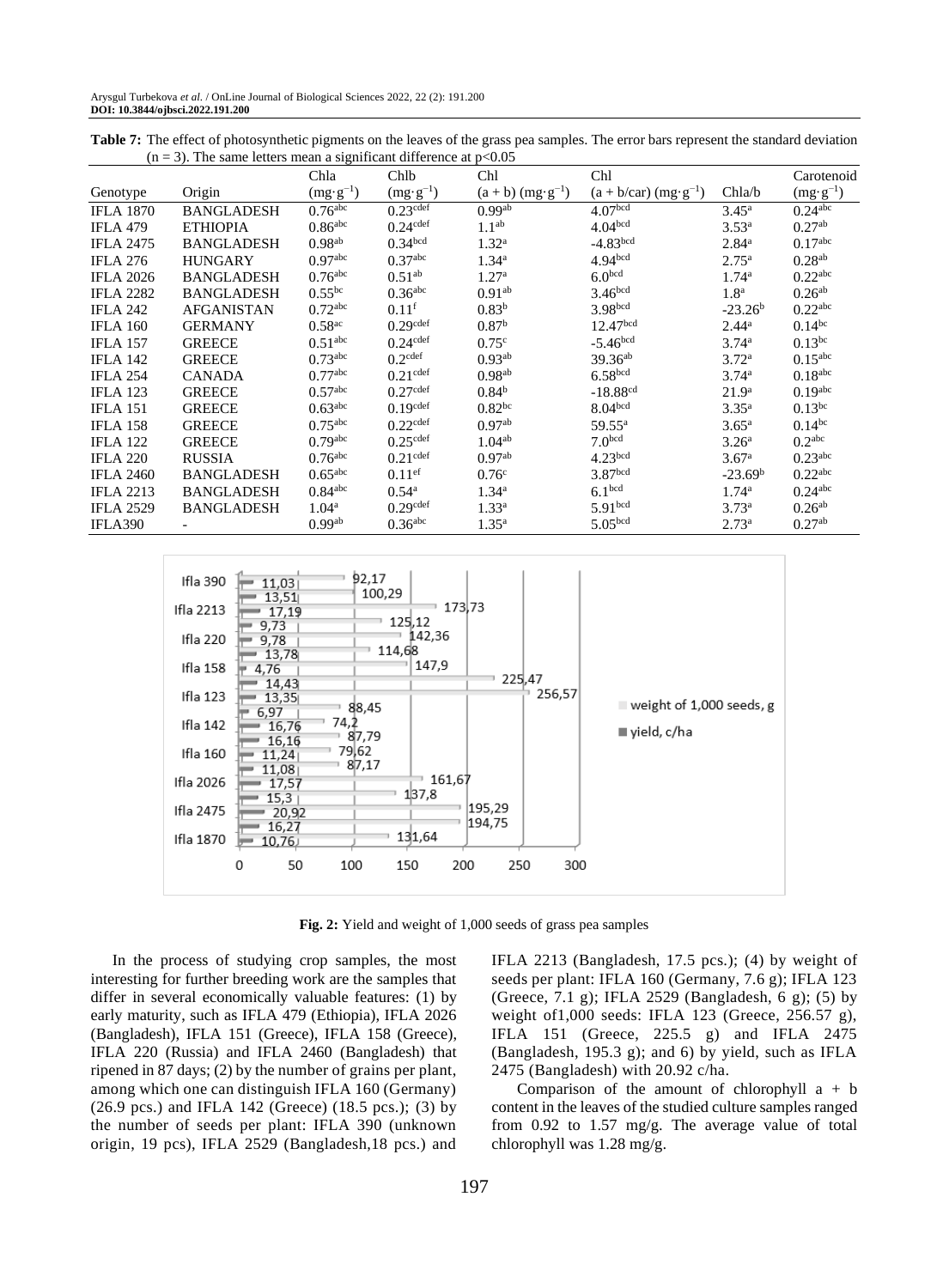**Table 7:** The effect of photosynthetic pigments on the leaves of the grass pea samples. The error bars represent the standard deviation ($n = 3$). The same letters mean a significant difference at $p<0.05$

| Genotype | Origin | Chla (mg·g$^{-1}$) | Chlb (mg·g$^{-1}$) | Chl (a + b) (mg·g$^{-1}$) | Chl (a + b/car) (mg·g$^{-1}$) | Chla/b | Carotenoid (mg·g$^{-1}$) |
|---|---|---|---|---|---|---|---|
| IFLA 1870 | BANGLADESH | $0.76^{abc}$ | $0.23^{cdef}$ | $0.99^{ab}$ | $4.07^{bcd}$ | $3.45^{a}$ | $0.24^{abc}$ |
| IFLA 479 | ETHIOPIA | $0.86^{abc}$ | $0.24^{cdef}$ | $1.1^{ab}$ | $4.04^{bcd}$ | $3.53^{a}$ | $0.27^{ab}$ |
| IFLA 2475 | BANGLADESH | $0.98^{ab}$ | $0.34^{bcd}$ | $1.32^{a}$ | $-4.83^{bcd}$ | $2.84^{a}$ | $0.17^{abc}$ |
| IFLA 276 | HUNGARY | $0.97^{abc}$ | $0.37^{abc}$ | $1.34^{a}$ | $4.94^{bcd}$ | $2.75^{a}$ | $0.28^{ab}$ |
| IFLA 2026 | BANGLADESH | $0.76^{abc}$ | $0.51^{ab}$ | $1.27^{a}$ | $6.0^{bcd}$ | $1.74^{a}$ | $0.22^{abc}$ |
| IFLA 2282 | BANGLADESH | $0.55^{bc}$ | $0.36^{abc}$ | $0.91^{ab}$ | $3.46^{bcd}$ | $1.8^{a}$ | $0.26^{ab}$ |
| IFLA 242 | AFGANISTAN | $0.72^{abc}$ | $0.11^{f}$ | $0.83^{b}$ | $3.98^{bcd}$ | $-23.26^{b}$ | $0.22^{abc}$ |
| IFLA 160 | GERMANY | $0.58^{ac}$ | $0.29^{cdef}$ | $0.87^{b}$ | $12.47^{bcd}$ | $2.44^{a}$ | $0.14^{bc}$ |
| IFLA 157 | GREECE | $0.51^{abc}$ | $0.24^{cdef}$ | $0.75^{c}$ | $-5.46^{bcd}$ | $3.74^{a}$ | $0.13^{bc}$ |
| IFLA 142 | GREECE | $0.73^{abc}$ | $0.2^{cdef}$ | $0.93^{ab}$ | $39.36^{ab}$ | $3.72^{a}$ | $0.15^{abc}$ |
| IFLA 254 | CANADA | $0.77^{abc}$ | $0.21^{cdef}$ | $0.98^{ab}$ | $6.58^{bcd}$ | $3.74^{a}$ | $0.18^{abc}$ |
| IFLA 123 | GREECE | $0.57^{abc}$ | $0.27^{cdef}$ | $0.84^{b}$ | $-18.88^{cd}$ | $21.9^{a}$ | $0.19^{abc}$ |
| IFLA 151 | GREECE | $0.63^{abc}$ | $0.19^{cdef}$ | $0.82^{bc}$ | $8.04^{bcd}$ | $3.35^{a}$ | $0.13^{bc}$ |
| IFLA 158 | GREECE | $0.75^{abc}$ | $0.22^{cdef}$ | $0.97^{ab}$ | $59.55^{a}$ | $3.65^{a}$ | $0.14^{bc}$ |
| IFLA 122 | GREECE | $0.79^{abc}$ | $0.25^{cdef}$ | $1.04^{ab}$ | $7.0^{bcd}$ | $3.26^{a}$ | $0.2^{abc}$ |
| IFLA 220 | RUSSIA | $0.76^{abc}$ | $0.21^{cdef}$ | $0.97^{ab}$ | $4.23^{bcd}$ | $3.67^{a}$ | $0.23^{abc}$ |
| IFLA 2460 | BANGLADESH | $0.65^{abc}$ | $0.11^{ef}$ | $0.76^{c}$ | $3.87^{bcd}$ | $-23.69^{b}$ | $0.22^{abc}$ |
| IFLA 2213 | BANGLADESH | $0.84^{abc}$ | $0.54^{a}$ | $1.34^{a}$ | $6.1^{bcd}$ | $1.74^{a}$ | $0.24^{abc}$ |
| IFLA 2529 | BANGLADESH | $1.04^{a}$ | $0.29^{cdef}$ | $1.33^{a}$ | $5.91^{bcd}$ | $3.73^{a}$ | $0.26^{ab}$ |
| IFLA390 | - | $0.99^{ab}$ | $0.36^{abc}$ | $1.35^{a}$ | $5.05^{bcd}$ | $2.73^{a}$ | $0.27^{ab}$ |

**Fig. 2:** Yield and weight of 1,000 seeds of grass pea samples

In the process of studying crop samples, the most interesting for further breeding work are the samples that differ in several economically valuable features: (1) by early maturity, such as IFLA 479 (Ethiopia), IFLA 2026 (Bangladesh), IFLA 151 (Greece), IFLA 158 (Greece), IFLA 220 (Russia) and IFLA 2460 (Bangladesh) that ripened in 87 days; (2) by the number of grains per plant, among which one can distinguish IFLA 160 (Germany) (26.9 pcs.) and IFLA 142 (Greece) (18.5 pcs.); (3) by the number of seeds per plant: IFLA 390 (unknown origin, 19 pcs), IFLA 2529 (Bangladesh,18 pcs.) and IFLA 2213 (Bangladesh, 17.5 pcs.); (4) by weight of seeds per plant: IFLA 160 (Germany, 7.6 g); IFLA 123 (Greece, 7.1 g); IFLA 2529 (Bangladesh, 6 g); (5) by weight of1,000 seeds: IFLA 123 (Greece, 256.57 g), IFLA 151 (Greece, 225.5 g) and IFLA 2475 (Bangladesh, 195.3 g); and 6) by yield, such as IFLA 2475 (Bangladesh) with 20.92 c/ha.

Comparison of the amount of chlorophyll a + b content in the leaves of the studied culture samples ranged from 0.92 to 1.57 mg/g. The average value of total chlorophyll was 1.28 mg/g.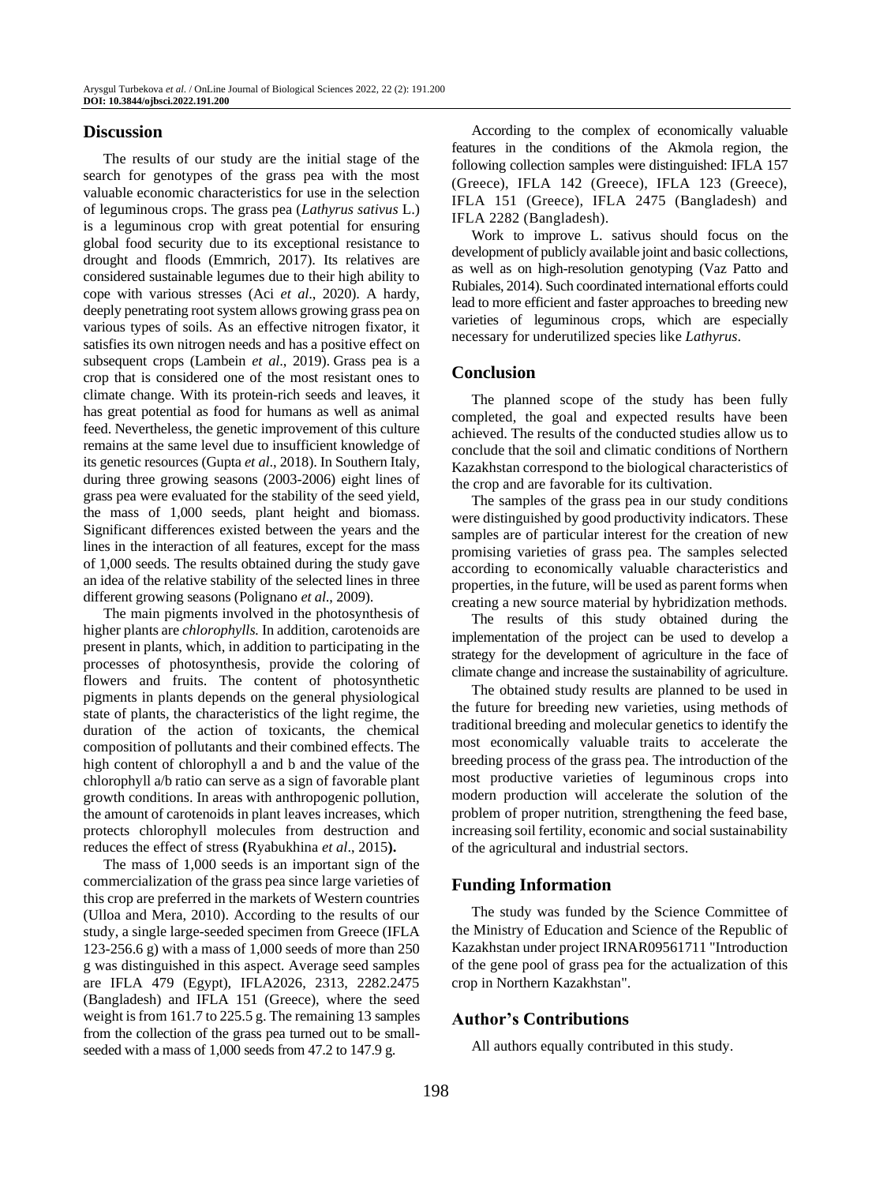## Discussion

The results of our study are the initial stage of the search for genotypes of the grass pea with the most valuable economic characteristics for use in the selection of leguminous crops. The grass pea (*Lathyrus sativus* L.) is a leguminous crop with great potential for ensuring global food security due to its exceptional resistance to drought and floods (Emmrich, 2017). Its relatives are considered sustainable legumes due to their high ability to cope with various stresses (Aci *et al*., 2020). A hardy, deeply penetrating root system allows growing grass pea on various types of soils. As an effective nitrogen fixator, it satisfies its own nitrogen needs and has a positive effect on subsequent crops (Lambein *et al*., 2019). Grass pea is a crop that is considered one of the most resistant ones to climate change. With its protein-rich seeds and leaves, it has great potential as food for humans as well as animal feed. Nevertheless, the genetic improvement of this culture remains at the same level due to insufficient knowledge of its genetic resources (Gupta *et al*., 2018). In Southern Italy, during three growing seasons (2003-2006) eight lines of grass pea were evaluated for the stability of the seed yield, the mass of 1,000 seeds, plant height and biomass. Significant differences existed between the years and the lines in the interaction of all features, except for the mass of 1,000 seeds. The results obtained during the study gave an idea of the relative stability of the selected lines in three different growing seasons (Polignano *et al*., 2009).

The main pigments involved in the photosynthesis of higher plants are *chlorophylls.* In addition, carotenoids are present in plants, which, in addition to participating in the processes of photosynthesis, provide the coloring of flowers and fruits. The content of photosynthetic pigments in plants depends on the general physiological state of plants, the characteristics of the light regime, the duration of the action of toxicants, the chemical composition of pollutants and their combined effects. The high content of chlorophyll a and b and the value of the chlorophyll a/b ratio can serve as a sign of favorable plant growth conditions. In areas with anthropogenic pollution, the amount of carotenoids in plant leaves increases, which protects chlorophyll molecules from destruction and reduces the effect of stress **(**Ryabukhina *et al*., 2015**).**

The mass of 1,000 seeds is an important sign of the commercialization of the grass pea since large varieties of this crop are preferred in the markets of Western countries (Ulloa and Mera, 2010). According to the results of our study, a single large-seeded specimen from Greece (IFLA 123-256.6 g) with a mass of 1,000 seeds of more than 250 g was distinguished in this aspect. Average seed samples are IFLA 479 (Egypt), IFLA2026, 2313, 2282.2475 (Bangladesh) and IFLA 151 (Greece), where the seed weight is from 161.7 to 225.5 g. The remaining 13 samples from the collection of the grass pea turned out to be small-seeded with a mass of 1,000 seeds from 47.2 to 147.9 g.

According to the complex of economically valuable features in the conditions of the Akmola region, the following collection samples were distinguished: IFLA 157 (Greece), IFLA 142 (Greece), IFLA 123 (Greece), IFLA 151 (Greece), IFLA 2475 (Bangladesh) and IFLA 2282 (Bangladesh).

Work to improve L. sativus should focus on the development of publicly available joint and basic collections, as well as on high-resolution genotyping (Vaz Patto and Rubiales, 2014). Such coordinated international efforts could lead to more efficient and faster approaches to breeding new varieties of leguminous crops, which are especially necessary for underutilized species like *Lathyrus*.

## Conclusion

The planned scope of the study has been fully completed, the goal and expected results have been achieved. The results of the conducted studies allow us to conclude that the soil and climatic conditions of Northern Kazakhstan correspond to the biological characteristics of the crop and are favorable for its cultivation.

The samples of the grass pea in our study conditions were distinguished by good productivity indicators. These samples are of particular interest for the creation of new promising varieties of grass pea. The samples selected according to economically valuable characteristics and properties, in the future, will be used as parent forms when creating a new source material by hybridization methods.

The results of this study obtained during the implementation of the project can be used to develop a strategy for the development of agriculture in the face of climate change and increase the sustainability of agriculture.

The obtained study results are planned to be used in the future for breeding new varieties, using methods of traditional breeding and molecular genetics to identify the most economically valuable traits to accelerate the breeding process of the grass pea. The introduction of the most productive varieties of leguminous crops into modern production will accelerate the solution of the problem of proper nutrition, strengthening the feed base, increasing soil fertility, economic and social sustainability of the agricultural and industrial sectors.

## Funding Information

The study was funded by the Science Committee of the Ministry of Education and Science of the Republic of Kazakhstan under project IRNAR09561711 "Introduction of the gene pool of grass pea for the actualization of this crop in Northern Kazakhstan".

## Author's Contributions

All authors equally contributed in this study.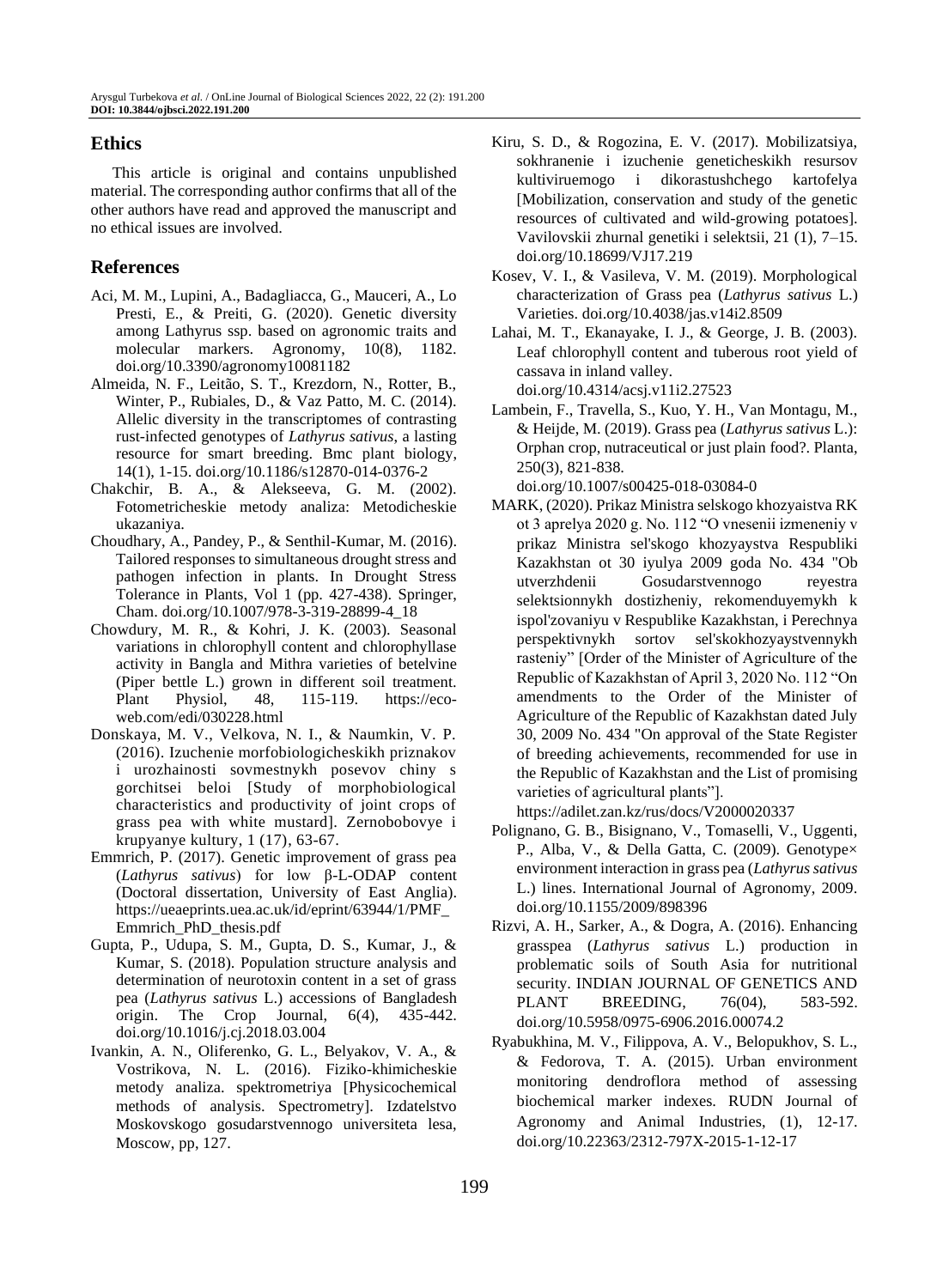## Ethics

This article is original and contains unpublished material. The corresponding author confirms that all of the other authors have read and approved the manuscript and no ethical issues are involved.

## References

Aci, M. M., Lupini, A., Badagliacca, G., Mauceri, A., Lo Presti, E., & Preiti, G. (2020). Genetic diversity among Lathyrus ssp. based on agronomic traits and molecular markers. Agronomy, 10(8), 1182. doi.org/10.3390/agronomy10081182

Almeida, N. F., Leitão, S. T., Krezdorn, N., Rotter, B., Winter, P., Rubiales, D., & Vaz Patto, M. C. (2014). Allelic diversity in the transcriptomes of contrasting rust-infected genotypes of *Lathyrus sativus*, a lasting resource for smart breeding. Bmc plant biology, 14(1), 1-15. doi.org/10.1186/s12870-014-0376-2

Chakchir, B. A., & Alekseeva, G. M. (2002). Fotometricheskie metody analiza: Metodicheskie ukazaniya.

Choudhary, A., Pandey, P., & Senthil-Kumar, M. (2016). Tailored responses to simultaneous drought stress and pathogen infection in plants. In Drought Stress Tolerance in Plants, Vol 1 (pp. 427-438). Springer, Cham. doi.org/10.1007/978-3-319-28899-4_18

Chowdury, M. R., & Kohri, J. K. (2003). Seasonal variations in chlorophyll content and chlorophyllase activity in Bangla and Mithra varieties of betelvine (Piper bettle L.) grown in different soil treatment. Plant Physiol, 48, 115-119. https://eco-web.com/edi/030228.html

Donskaya, M. V., Velkova, N. I., & Naumkin, V. P. (2016). Izuchenie morfobiologicheskikh priznakov i urozhainosti sovmestnykh posevov chiny s gorchitsei beloi [Study of morphobiological characteristics and productivity of joint crops of grass pea with white mustard]. Zernobobovye i krupyanye kultury, 1 (17), 63-67.

Emmrich, P. (2017). Genetic improvement of grass pea (*Lathyrus sativus*) for low β-L-ODAP content (Doctoral dissertation, University of East Anglia). https://ueaeprints.uea.ac.uk/id/eprint/63944/1/PMF_Emmrich_PhD_thesis.pdf

Gupta, P., Udupa, S. M., Gupta, D. S., Kumar, J., & Kumar, S. (2018). Population structure analysis and determination of neurotoxin content in a set of grass pea (*Lathyrus sativus* L.) accessions of Bangladesh origin. The Crop Journal, 6(4), 435-442. doi.org/10.1016/j.cj.2018.03.004

Ivankin, A. N., Oliferenko, G. L., Belyakov, V. A., & Vostrikova, N. L. (2016). Fiziko-khimicheskie metody analiza. spektrometriya [Physicochemical methods of analysis. Spectrometry]. Izdatelstvo Moskovskogo gosudarstvennogo universiteta lesa, Moscow, pp, 127.

Kiru, S. D., & Rogozina, E. V. (2017). Mobilizatsiya, sokhranenie i izuchenie geneticheskikh resursov kultiviruemogo i dikorastushchego kartofelya [Mobilization, conservation and study of the genetic resources of cultivated and wild-growing potatoes]. Vavilovskii zhurnal genetiki i selektsii, 21 (1), 7–15. doi.org/10.18699/VJ17.219

Kosev, V. I., & Vasileva, V. M. (2019). Morphological characterization of Grass pea (*Lathyrus sativus* L.) Varieties. doi.org/10.4038/jas.v14i2.8509

Lahai, M. T., Ekanayake, I. J., & George, J. B. (2003). Leaf chlorophyll content and tuberous root yield of cassava in inland valley. doi.org/10.4314/acsj.v11i2.27523

Lambein, F., Travella, S., Kuo, Y. H., Van Montagu, M., & Heijde, M. (2019). Grass pea (*Lathyrus sativus* L.): Orphan crop, nutraceutical or just plain food?. Planta, 250(3), 821-838. doi.org/10.1007/s00425-018-03084-0

MARK, (2020). Prikaz Ministra selskogo khozyaistva RK ot 3 aprelya 2020 g. No. 112 "O vnesenii izmeneniy v prikaz Ministra sel'skogo khozyaystva Respubliki Kazakhstan ot 30 iyulya 2009 goda No. 434 "Ob utverzhdenii Gosudarstvennogo reyestra selektsionnykh dostizheniy, rekomenduyemykh k ispol'zovaniyu v Respublike Kazakhstan, i Perechnya perspektivnykh sortov sel'skokhozyaystvennykh rasteniy" [Order of the Minister of Agriculture of the Republic of Kazakhstan of April 3, 2020 No. 112 "On amendments to the Order of the Minister of Agriculture of the Republic of Kazakhstan dated July 30, 2009 No. 434 "On approval of the State Register of breeding achievements, recommended for use in the Republic of Kazakhstan and the List of promising varieties of agricultural plants"]. https://adilet.zan.kz/rus/docs/V2000020337

Polignano, G. B., Bisignano, V., Tomaselli, V., Uggenti, P., Alba, V., & Della Gatta, C. (2009). Genotype× environment interaction in grass pea (*Lathyrus sativus* L.) lines. International Journal of Agronomy, 2009. doi.org/10.1155/2009/898396

Rizvi, A. H., Sarker, A., & Dogra, A. (2016). Enhancing grasspea (*Lathyrus sativus* L.) production in problematic soils of South Asia for nutritional security. INDIAN JOURNAL OF GENETICS AND PLANT BREEDING, 76(04), 583-592. doi.org/10.5958/0975-6906.2016.00074.2

Ryabukhina, M. V., Filippova, A. V., Belopukhov, S. L., & Fedorova, T. A. (2015). Urban environment monitoring dendroflora method of assessing biochemical marker indexes. RUDN Journal of Agronomy and Animal Industries, (1), 12-17. doi.org/10.22363/2312-797X-2015-1-12-17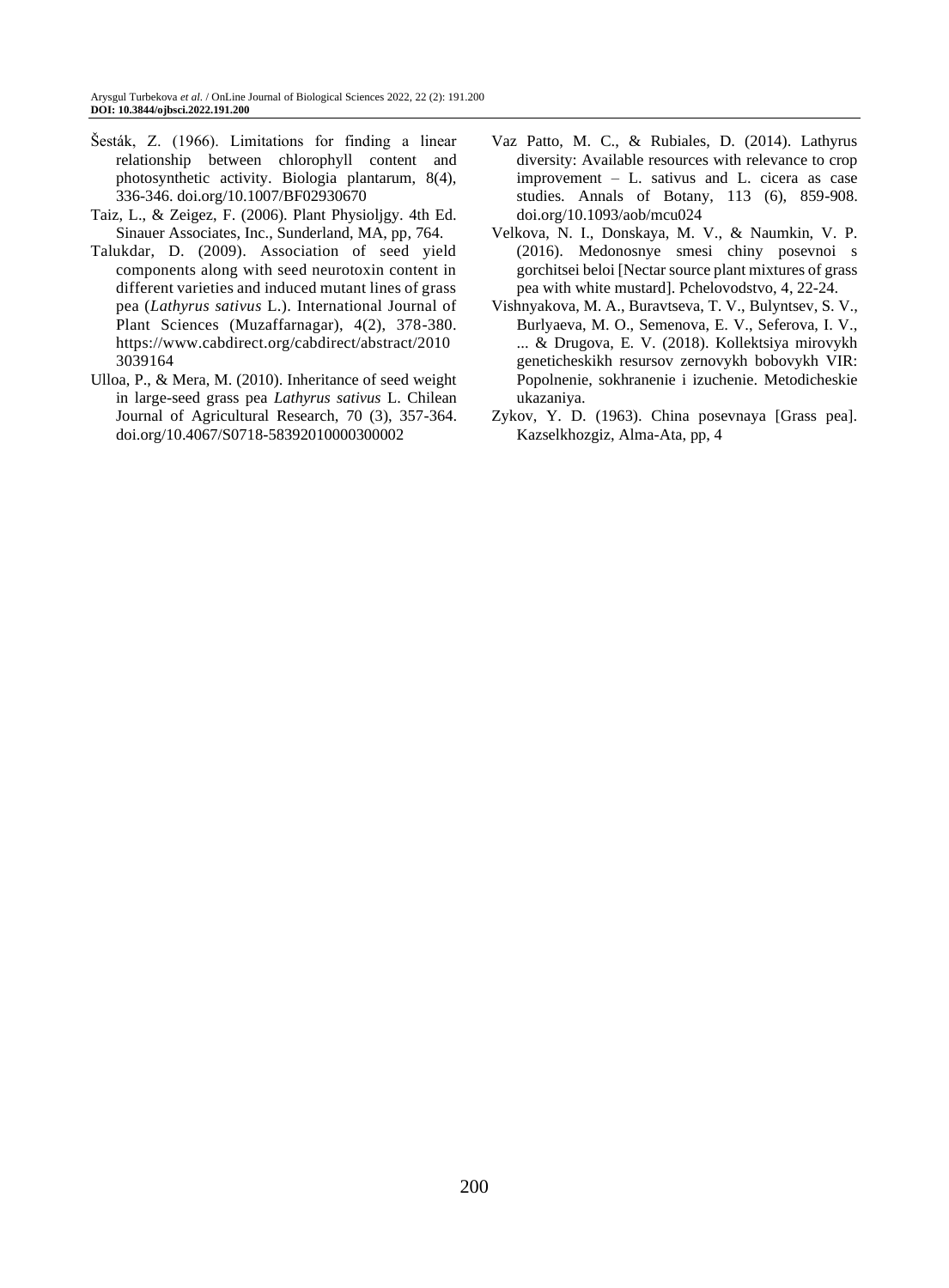Šesták, Z. (1966). Limitations for finding a linear relationship between chlorophyll content and photosynthetic activity. Biologia plantarum, 8(4), 336-346. doi.org/10.1007/BF02930670

Taiz, L., & Zeigez, F. (2006). Plant Physioljgy. 4th Ed. Sinauer Associates, Inc., Sunderland, MA, pp, 764.

Talukdar, D. (2009). Association of seed yield components along with seed neurotoxin content in different varieties and induced mutant lines of grass pea (*Lathyrus sativus* L.). International Journal of Plant Sciences (Muzaffarnagar), 4(2), 378-380. https://www.cabdirect.org/cabdirect/abstract/2010 3039164

Ulloa, P., & Mera, M. (2010). Inheritance of seed weight in large-seed grass pea *Lathyrus sativus* L. Chilean Journal of Agricultural Research, 70 (3), 357-364. doi.org/10.4067/S0718-58392010000300002

Vaz Patto, M. C., & Rubiales, D. (2014). Lathyrus diversity: Available resources with relevance to crop improvement – L. sativus and L. cicera as case studies. Annals of Botany, 113 (6), 859-908. doi.org/10.1093/aob/mcu024

Velkova, N. I., Donskaya, M. V., & Naumkin, V. P. (2016). Medonosnye smesi chiny posevnoi s gorchitsei beloi [Nectar source plant mixtures of grass pea with white mustard]. Pchelovodstvo, 4, 22-24.

Vishnyakova, M. A., Buravtseva, T. V., Bulyntsev, S. V., Burlyaeva, M. O., Semenova, E. V., Seferova, I. V., ... & Drugova, E. V. (2018). Kollektsiya mirovykh geneticheskikh resursov zernovykh bobovykh VIR: Popolnenie, sokhranenie i izuchenie. Metodicheskie ukazaniya.

Zykov, Y. D. (1963). China posevnaya [Grass pea]. Kazselkhozgiz, Alma-Ata, pp, 4